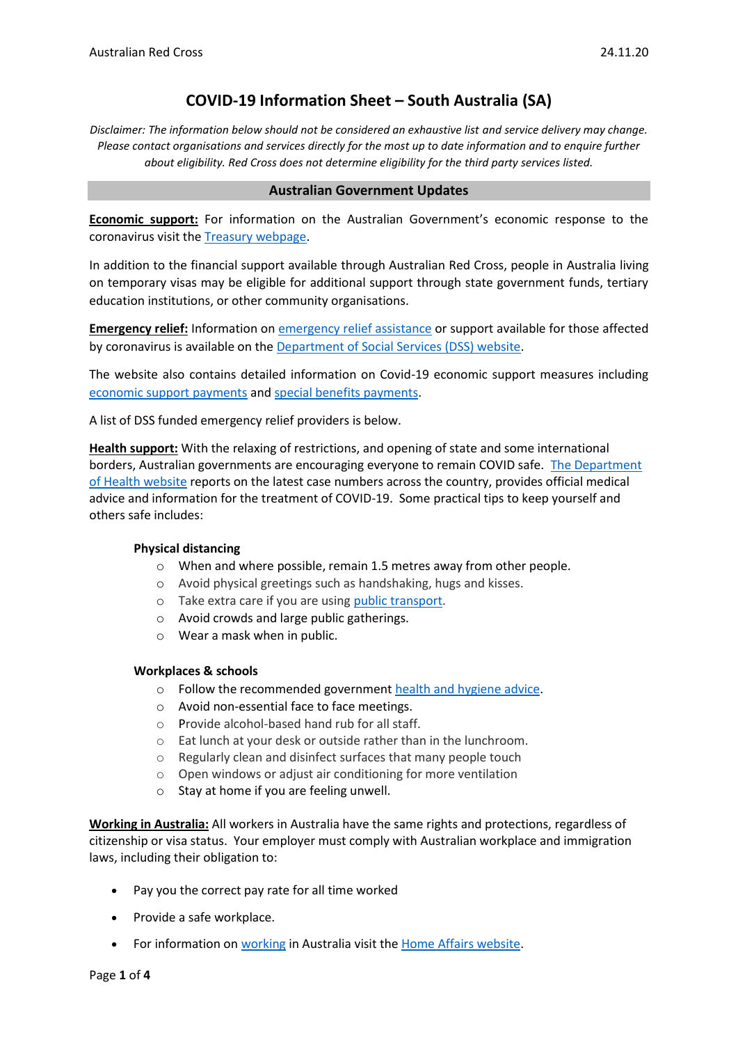# COVID-19 Information Sheet – South Australia (SA)

*Disclaimer: The information below should not be considered an exhaustive list and service delivery may change. Please contact organisations and services directly for the most up to date information and to enquire further about eligibility. Red Cross does not determine eligibility for the third party services listed.*

## Australian Government Updates

**Economic support:** For information on the Australian Government's economic response to the coronavirus visit the Treasury webpage.

In addition to the financial support available through Australian Red Cross, people in Australia living on temporary visas may be eligible for additional support through state government funds, tertiary education institutions, or other community organisations.

**Emergency relief:** Information on emergency relief assistance or support available for those affected by coronavirus is available on the Department of Social Services (DSS) website.

The website also contains detailed information on Covid-19 economic support measures including economic support payments and special benefits payments.

A list of DSS funded emergency relief providers is below.

**Health support:** With the relaxing of restrictions, and opening of state and some international borders, Australian governments are encouraging everyone to remain COVID safe. The Department of Health website reports on the latest case numbers across the country, provides official medical advice and information for the treatment of COVID-19. Some practical tips to keep yourself and others safe includes:

**Physical distancing**

- When and where possible, remain 1.5 metres away from other people.
- Avoid physical greetings such as handshaking, hugs and kisses.
- Take extra care if you are using public transport.
- Avoid crowds and large public gatherings.
- Wear a mask when in public.

**Workplaces & schools**

- Follow the recommended government health and hygiene advice.
- Avoid non-essential face to face meetings.
- Provide alcohol-based hand rub for all staff.
- Eat lunch at your desk or outside rather than in the lunchroom.
- Regularly clean and disinfect surfaces that many people touch
- Open windows or adjust air conditioning for more ventilation
- Stay at home if you are feeling unwell.

**Working in Australia:** All workers in Australia have the same rights and protections, regardless of citizenship or visa status. Your employer must comply with Australian workplace and immigration laws, including their obligation to:

- Pay you the correct pay rate for all time worked
- Provide a safe workplace.
- For information on working in Australia visit the Home Affairs website.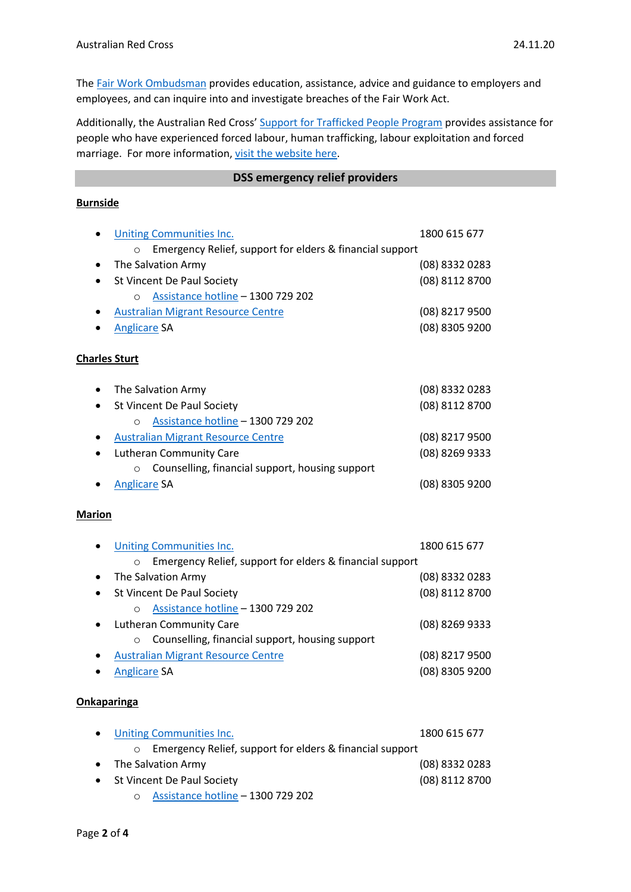The Fair Work Ombudsman provides education, assistance, advice and guidance to employers and employees, and can inquire into and investigate breaches of the Fair Work Act.

Additionally, the Australian Red Cross' Support for Trafficked People Program provides assistance for people who have experienced forced labour, human trafficking, labour exploitation and forced marriage. For more information, visit the website here.

## DSS emergency relief providers

**Burnside**

- Uniting Communities Inc. — 1800 615 677
  - Emergency Relief, support for elders & financial support
- The Salvation Army — (08) 8332 0283
- St Vincent De Paul Society — (08) 8112 8700
  - Assistance hotline – 1300 729 202
- Australian Migrant Resource Centre — (08) 8217 9500
- Anglicare SA — (08) 8305 9200

**Charles Sturt**

- The Salvation Army — (08) 8332 0283
- St Vincent De Paul Society — (08) 8112 8700
  - Assistance hotline – 1300 729 202
- Australian Migrant Resource Centre — (08) 8217 9500
- Lutheran Community Care — (08) 8269 9333
  - Counselling, financial support, housing support
- Anglicare SA — (08) 8305 9200

**Marion**

- Uniting Communities Inc. — 1800 615 677
  - Emergency Relief, support for elders & financial support
- The Salvation Army — (08) 8332 0283
- St Vincent De Paul Society — (08) 8112 8700
  - Assistance hotline – 1300 729 202
- Lutheran Community Care — (08) 8269 9333
  - Counselling, financial support, housing support
- Australian Migrant Resource Centre — (08) 8217 9500
- Anglicare SA — (08) 8305 9200

**Onkaparinga**

- Uniting Communities Inc. — 1800 615 677
  - Emergency Relief, support for elders & financial support
- The Salvation Army — (08) 8332 0283
- St Vincent De Paul Society — (08) 8112 8700
  - Assistance hotline – 1300 729 202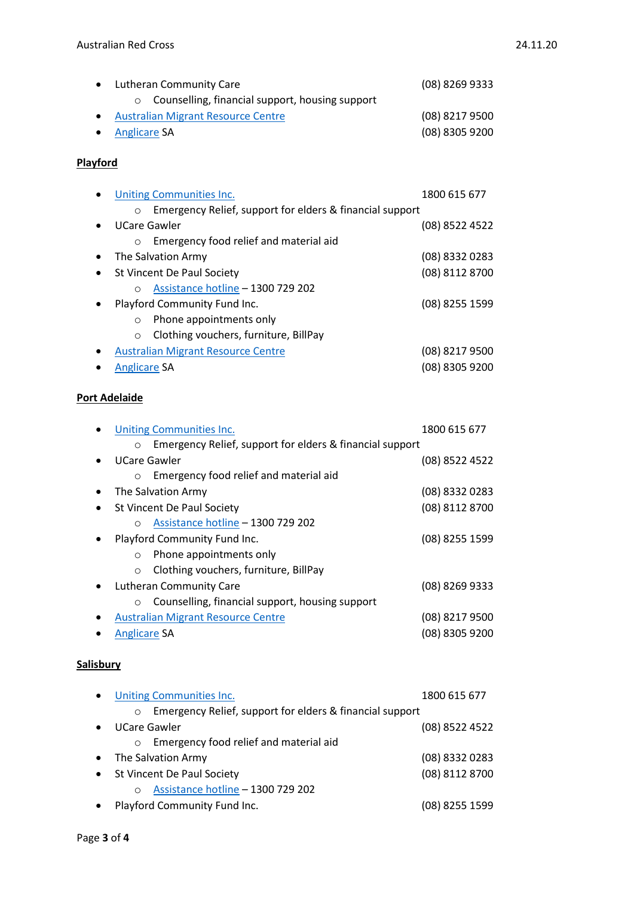- Lutheran Community Care (08) 8269 9333
    - Counselling, financial support, housing support
- Australian Migrant Resource Centre (08) 8217 9500
- Anglicare SA (08) 8305 9200

**Playford**

- Uniting Communities Inc. 1800 615 677
    - Emergency Relief, support for elders & financial support
- UCare Gawler (08) 8522 4522
    - Emergency food relief and material aid
- The Salvation Army (08) 8332 0283
- St Vincent De Paul Society (08) 8112 8700
    - Assistance hotline – 1300 729 202
- Playford Community Fund Inc. (08) 8255 1599
    - Phone appointments only
    - Clothing vouchers, furniture, BillPay
- Australian Migrant Resource Centre (08) 8217 9500
- Anglicare SA (08) 8305 9200

**Port Adelaide**

- Uniting Communities Inc. 1800 615 677
    - Emergency Relief, support for elders & financial support
- UCare Gawler (08) 8522 4522
    - Emergency food relief and material aid
- The Salvation Army (08) 8332 0283
- St Vincent De Paul Society (08) 8112 8700
    - Assistance hotline – 1300 729 202
- Playford Community Fund Inc. (08) 8255 1599
    - Phone appointments only
    - Clothing vouchers, furniture, BillPay
- Lutheran Community Care (08) 8269 9333
    - Counselling, financial support, housing support
- Australian Migrant Resource Centre (08) 8217 9500
- Anglicare SA (08) 8305 9200

**Salisbury**

- Uniting Communities Inc. 1800 615 677
    - Emergency Relief, support for elders & financial support
- UCare Gawler (08) 8522 4522
    - Emergency food relief and material aid
- The Salvation Army (08) 8332 0283
- St Vincent De Paul Society (08) 8112 8700
    - Assistance hotline – 1300 729 202
- Playford Community Fund Inc. (08) 8255 1599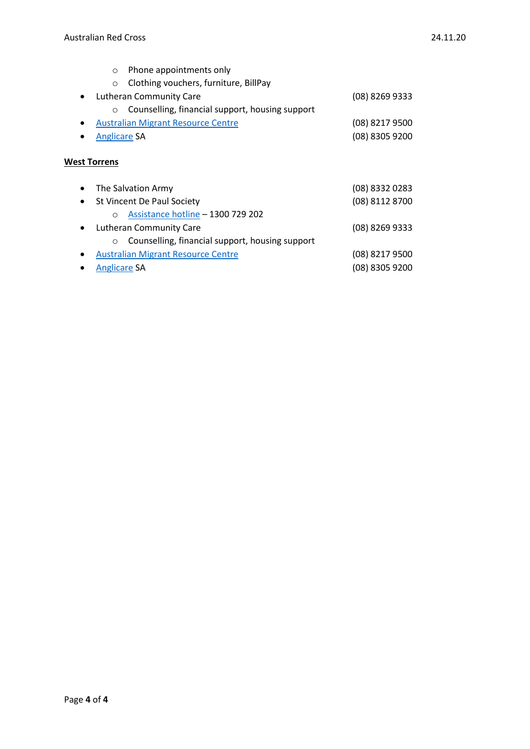- Phone appointments only
    - Clothing vouchers, furniture, BillPay
- Lutheran Community Care (08) 8269 9333
    - Counselling, financial support, housing support
- Australian Migrant Resource Centre (08) 8217 9500
- Anglicare SA (08) 8305 9200

**West Torrens**

- The Salvation Army (08) 8332 0283
- St Vincent De Paul Society (08) 8112 8700
    - Assistance hotline – 1300 729 202
- Lutheran Community Care (08) 8269 9333
    - Counselling, financial support, housing support
- Australian Migrant Resource Centre (08) 8217 9500
- Anglicare SA (08) 8305 9200